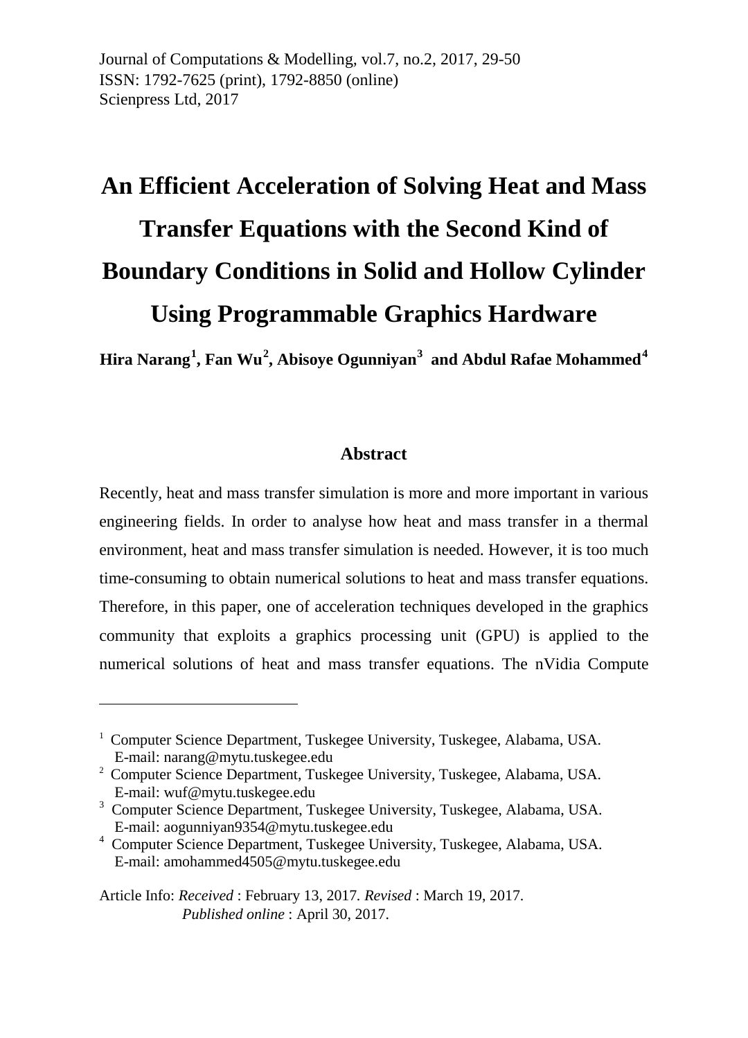Journal of Computations & Modelling, vol.7, no.2, 2017, 29-50
ISSN: 1792-7625 (print), 1792-8850 (online)
Scienpress Ltd, 2017

# An Efficient Acceleration of Solving Heat and Mass Transfer Equations with the Second Kind of Boundary Conditions in Solid and Hollow Cylinder Using Programmable Graphics Hardware

**Hira Narang[1], Fan Wu[2], Abisoye Ogunniyan[3] and Abdul Rafae Mohammed[4]**

## Abstract

Recently, heat and mass transfer simulation is more and more important in various engineering fields. In order to analyse how heat and mass transfer in a thermal environment, heat and mass transfer simulation is needed. However, it is too much time-consuming to obtain numerical solutions to heat and mass transfer equations. Therefore, in this paper, one of acceleration techniques developed in the graphics community that exploits a graphics processing unit (GPU) is applied to the numerical solutions of heat and mass transfer equations. The nVidia Compute

---

[1] Computer Science Department, Tuskegee University, Tuskegee, Alabama, USA. E-mail: narang@mytu.tuskegee.edu

[2] Computer Science Department, Tuskegee University, Tuskegee, Alabama, USA. E-mail: wuf@mytu.tuskegee.edu

[3] Computer Science Department, Tuskegee University, Tuskegee, Alabama, USA. E-mail: aogunniyan9354@mytu.tuskegee.edu

[4] Computer Science Department, Tuskegee University, Tuskegee, Alabama, USA. E-mail: amohammed4505@mytu.tuskegee.edu

Article Info: *Received* : February 13, 2017. *Revised* : March 19, 2017. *Published online* : April 30, 2017.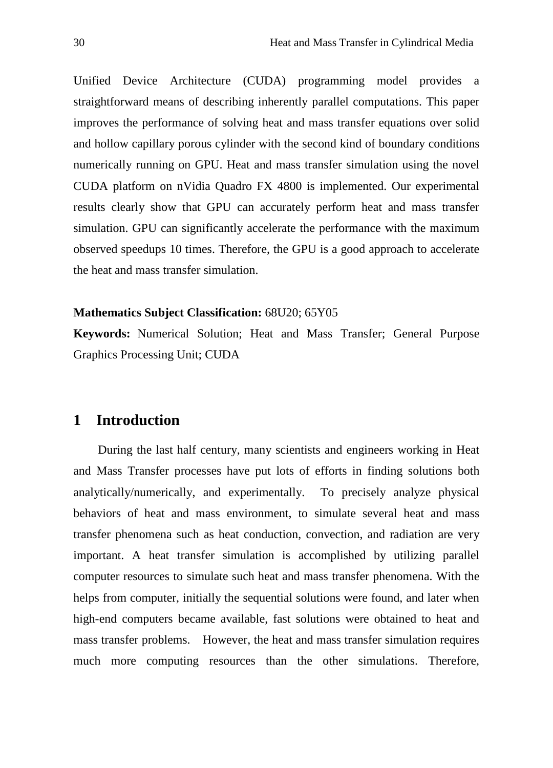Unified Device Architecture (CUDA) programming model provides a straightforward means of describing inherently parallel computations. This paper improves the performance of solving heat and mass transfer equations over solid and hollow capillary porous cylinder with the second kind of boundary conditions numerically running on GPU. Heat and mass transfer simulation using the novel CUDA platform on nVidia Quadro FX 4800 is implemented. Our experimental results clearly show that GPU can accurately perform heat and mass transfer simulation. GPU can significantly accelerate the performance with the maximum observed speedups 10 times. Therefore, the GPU is a good approach to accelerate the heat and mass transfer simulation.

**Mathematics Subject Classification:** 68U20; 65Y05

**Keywords:** Numerical Solution; Heat and Mass Transfer; General Purpose Graphics Processing Unit; CUDA

## 1 Introduction

During the last half century, many scientists and engineers working in Heat and Mass Transfer processes have put lots of efforts in finding solutions both analytically/numerically, and experimentally. To precisely analyze physical behaviors of heat and mass environment, to simulate several heat and mass transfer phenomena such as heat conduction, convection, and radiation are very important. A heat transfer simulation is accomplished by utilizing parallel computer resources to simulate such heat and mass transfer phenomena. With the helps from computer, initially the sequential solutions were found, and later when high-end computers became available, fast solutions were obtained to heat and mass transfer problems. However, the heat and mass transfer simulation requires much more computing resources than the other simulations. Therefore,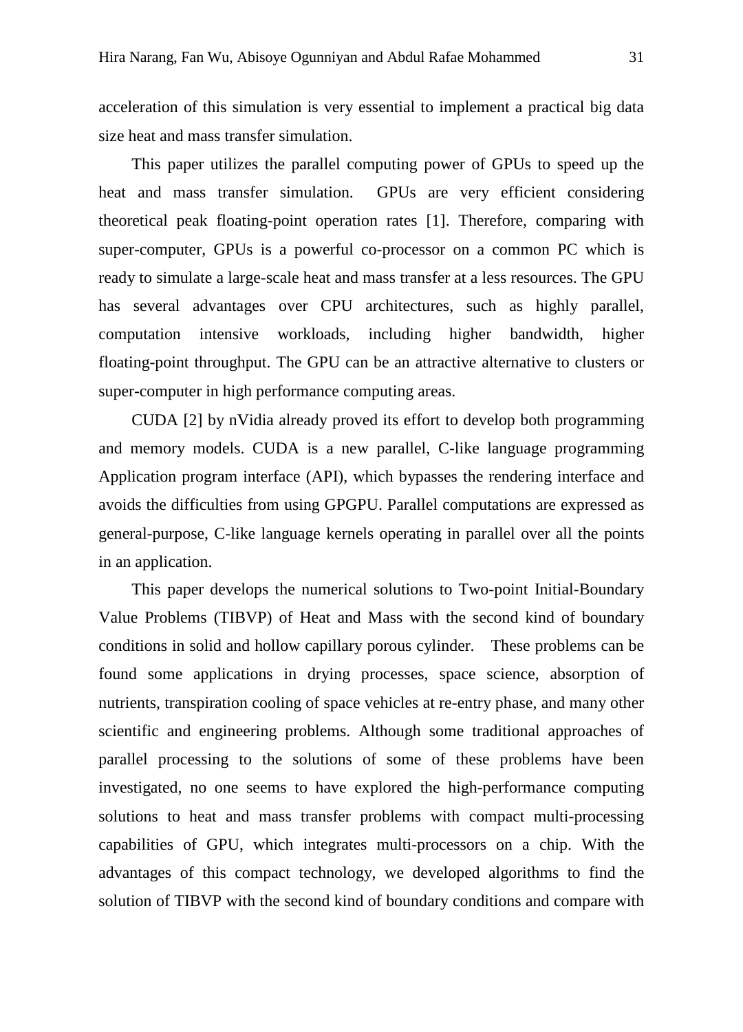acceleration of this simulation is very essential to implement a practical big data size heat and mass transfer simulation.

This paper utilizes the parallel computing power of GPUs to speed up the heat and mass transfer simulation. GPUs are very efficient considering theoretical peak floating-point operation rates [1]. Therefore, comparing with super-computer, GPUs is a powerful co-processor on a common PC which is ready to simulate a large-scale heat and mass transfer at a less resources. The GPU has several advantages over CPU architectures, such as highly parallel, computation intensive workloads, including higher bandwidth, higher floating-point throughput. The GPU can be an attractive alternative to clusters or super-computer in high performance computing areas.

CUDA [2] by nVidia already proved its effort to develop both programming and memory models. CUDA is a new parallel, C-like language programming Application program interface (API), which bypasses the rendering interface and avoids the difficulties from using GPGPU. Parallel computations are expressed as general-purpose, C-like language kernels operating in parallel over all the points in an application.

This paper develops the numerical solutions to Two-point Initial-Boundary Value Problems (TIBVP) of Heat and Mass with the second kind of boundary conditions in solid and hollow capillary porous cylinder. These problems can be found some applications in drying processes, space science, absorption of nutrients, transpiration cooling of space vehicles at re-entry phase, and many other scientific and engineering problems. Although some traditional approaches of parallel processing to the solutions of some of these problems have been investigated, no one seems to have explored the high-performance computing solutions to heat and mass transfer problems with compact multi-processing capabilities of GPU, which integrates multi-processors on a chip. With the advantages of this compact technology, we developed algorithms to find the solution of TIBVP with the second kind of boundary conditions and compare with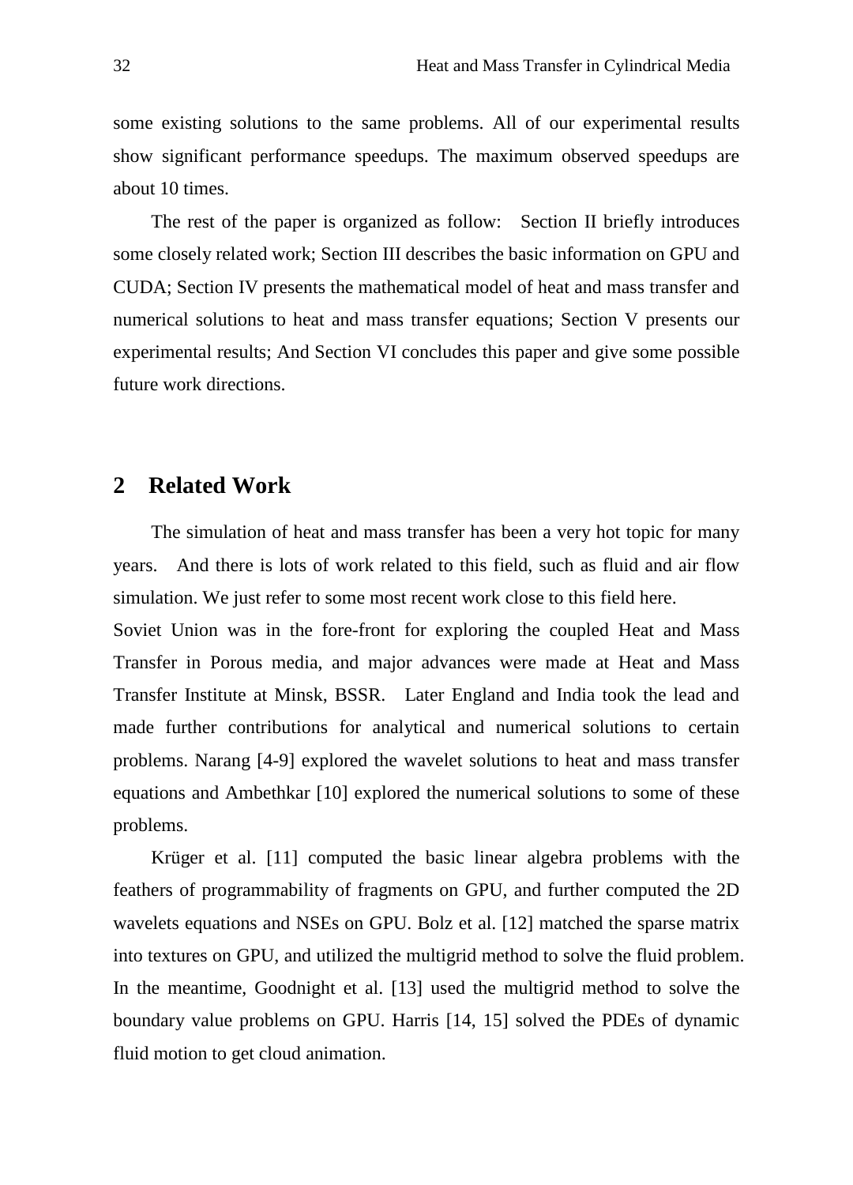some existing solutions to the same problems. All of our experimental results show significant performance speedups. The maximum observed speedups are about 10 times.

The rest of the paper is organized as follow: Section II briefly introduces some closely related work; Section III describes the basic information on GPU and CUDA; Section IV presents the mathematical model of heat and mass transfer and numerical solutions to heat and mass transfer equations; Section V presents our experimental results; And Section VI concludes this paper and give some possible future work directions.

## 2 Related Work

The simulation of heat and mass transfer has been a very hot topic for many years. And there is lots of work related to this field, such as fluid and air flow simulation. We just refer to some most recent work close to this field here.

Soviet Union was in the fore-front for exploring the coupled Heat and Mass Transfer in Porous media, and major advances were made at Heat and Mass Transfer Institute at Minsk, BSSR. Later England and India took the lead and made further contributions for analytical and numerical solutions to certain problems. Narang [4-9] explored the wavelet solutions to heat and mass transfer equations and Ambethkar [10] explored the numerical solutions to some of these problems.

Krüger et al. [11] computed the basic linear algebra problems with the feathers of programmability of fragments on GPU, and further computed the 2D wavelets equations and NSEs on GPU. Bolz et al. [12] matched the sparse matrix into textures on GPU, and utilized the multigrid method to solve the fluid problem. In the meantime, Goodnight et al. [13] used the multigrid method to solve the boundary value problems on GPU. Harris [14, 15] solved the PDEs of dynamic fluid motion to get cloud animation.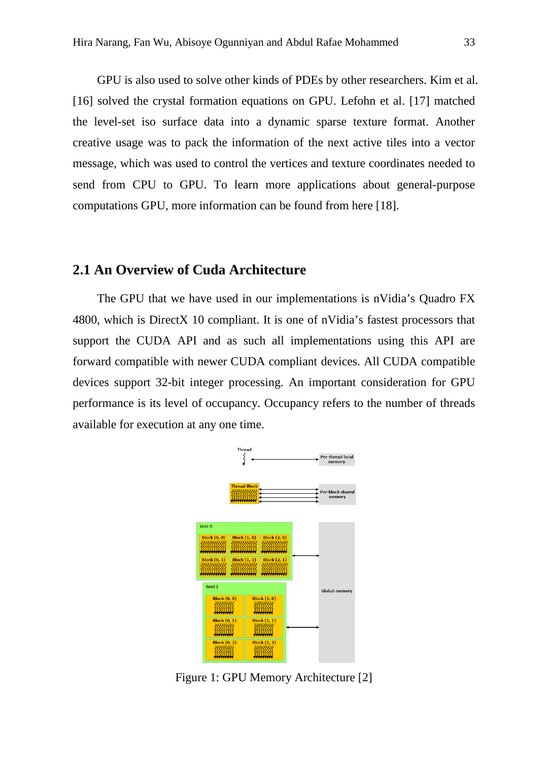GPU is also used to solve other kinds of PDEs by other researchers. Kim et al. [16] solved the crystal formation equations on GPU. Lefohn et al. [17] matched the level-set iso surface data into a dynamic sparse texture format. Another creative usage was to pack the information of the next active tiles into a vector message, which was used to control the vertices and texture coordinates needed to send from CPU to GPU. To learn more applications about general-purpose computations GPU, more information can be found from here [18].

## 2.1 An Overview of Cuda Architecture

The GPU that we have used in our implementations is nVidia's Quadro FX 4800, which is DirectX 10 compliant. It is one of nVidia's fastest processors that support the CUDA API and as such all implementations using this API are forward compatible with newer CUDA compliant devices. All CUDA compatible devices support 32-bit integer processing. An important consideration for GPU performance is its level of occupancy. Occupancy refers to the number of threads available for execution at any one time.

Figure 1: GPU Memory Architecture [2]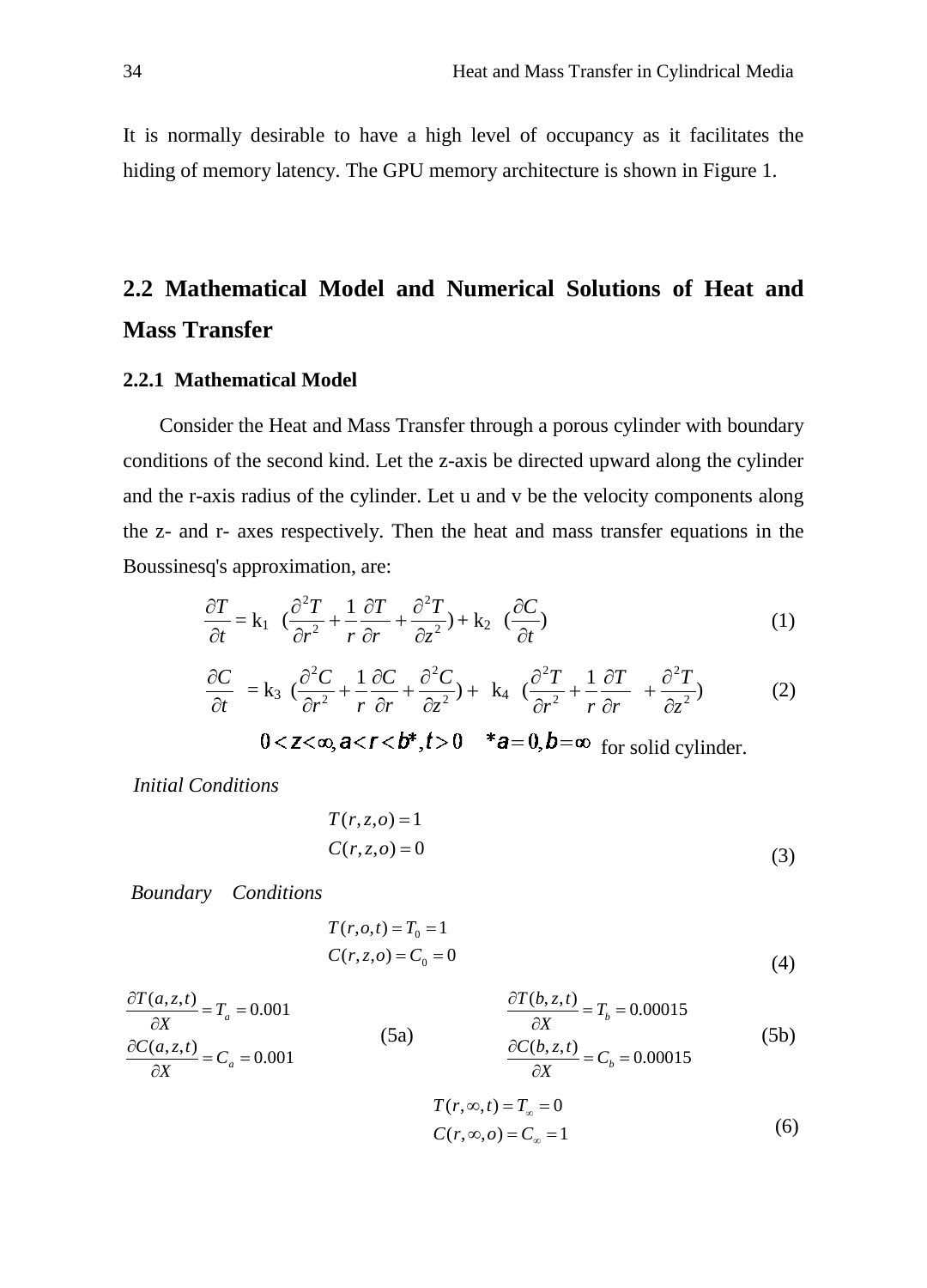It is normally desirable to have a high level of occupancy as it facilitates the hiding of memory latency. The GPU memory architecture is shown in Figure 1.

## 2.2 Mathematical Model and Numerical Solutions of Heat and Mass Transfer

### 2.2.1 Mathematical Model

Consider the Heat and Mass Transfer through a porous cylinder with boundary conditions of the second kind. Let the z-axis be directed upward along the cylinder and the r-axis radius of the cylinder. Let u and v be the velocity components along the z- and r- axes respectively. Then the heat and mass transfer equations in the Boussinesq's approximation, are:

$$\frac{\partial T}{\partial t} = \mathrm{k}_1 \left(\frac{\partial^2 T}{\partial r^2} + \frac{1}{r}\frac{\partial T}{\partial r} + \frac{\partial^2 T}{\partial z^2}\right) + \mathrm{k}_2 \left(\frac{\partial C}{\partial t}\right) \tag{1}$$

$$\frac{\partial C}{\partial t} = \mathrm{k}_3 \left(\frac{\partial^2 C}{\partial r^2} + \frac{1}{r}\frac{\partial C}{\partial r} + \frac{\partial^2 C}{\partial z^2}\right) + \mathrm{k}_4 \left(\frac{\partial^2 T}{\partial r^2} + \frac{1}{r}\frac{\partial T}{\partial r} + \frac{\partial^2 T}{\partial z^2}\right) \tag{2}$$

$0 < z < \infty, a < r < b^*, t > 0 \quad *a = 0, b = \infty$ for solid cylinder.

*Initial Conditions*

$$\begin{aligned} T(r,z,o) &= 1 \\ C(r,z,o) &= 0 \end{aligned} \tag{3}$$

*Boundary Conditions*

$$\begin{aligned} T(r,o,t) &= T_0 = 1 \\ C(r,z,o) &= C_0 = 0 \end{aligned} \tag{4}$$

$$\begin{aligned} \frac{\partial T(a,z,t)}{\partial X} &= T_a = 0.001 \\ \frac{\partial C(a,z,t)}{\partial X} &= C_a = 0.001 \end{aligned} \tag{5a}$$

$$\begin{aligned} \frac{\partial T(b,z,t)}{\partial X} &= T_b = 0.00015 \\ \frac{\partial C(b,z,t)}{\partial X} &= C_b = 0.00015 \end{aligned} \tag{5b}$$

$$\begin{aligned} T(r,\infty,t) &= T_\infty = 0 \\ C(r,\infty,o) &= C_\infty = 1 \end{aligned} \tag{6}$$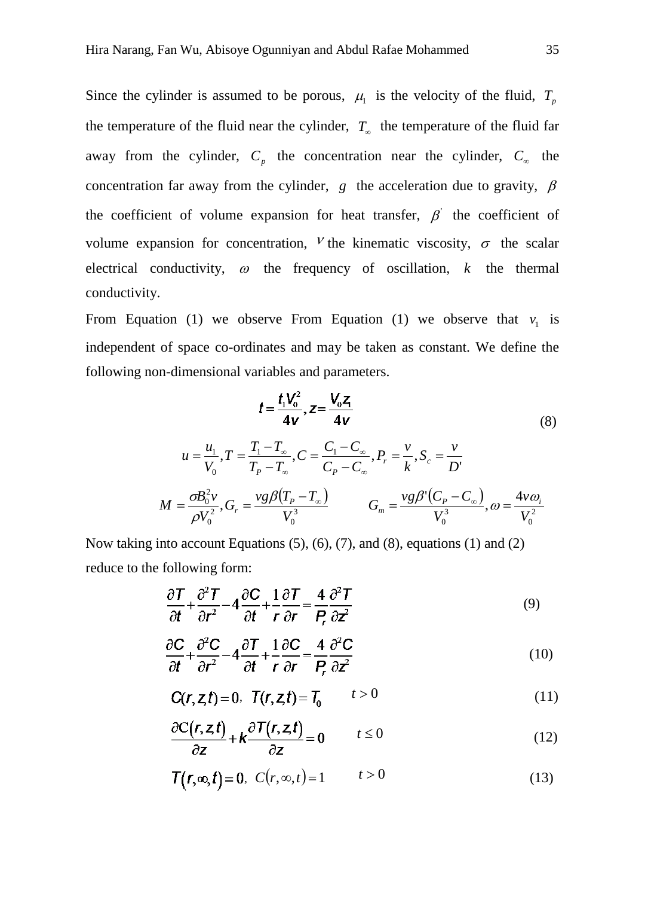Since the cylinder is assumed to be porous, $\mu_1$ is the velocity of the fluid, $T_p$ the temperature of the fluid near the cylinder, $T_\infty$ the temperature of the fluid far away from the cylinder, $C_p$ the concentration near the cylinder, $C_\infty$ the concentration far away from the cylinder, $g$ the acceleration due to gravity, $\beta$ the coefficient of volume expansion for heat transfer, $\beta'$ the coefficient of volume expansion for concentration, $\nu$ the kinematic viscosity, $\sigma$ the scalar electrical conductivity, $\omega$ the frequency of oscillation, $k$ the thermal conductivity.

From Equation (1) we observe From Equation (1) we observe that $v_1$ is independent of space co-ordinates and may be taken as constant. We define the following non-dimensional variables and parameters.

$$t = \frac{t_1 V_0^2}{4v}, z = \frac{V_0 z_1}{4v}$$

$$u = \frac{u_1}{V_0}, T = \frac{T_1 - T_\infty}{T_P - T_\infty}, C = \frac{C_1 - C_\infty}{C_P - C_\infty}, P_r = \frac{v}{k}, S_c = \frac{v}{D'} \tag{8}$$

$$M = \frac{\sigma B_0^2 v}{\rho V_0^2}, G_r = \frac{vg\beta(T_P - T_\infty)}{V_0^3} \qquad G_m = \frac{vg\beta'(C_P - C_\infty)}{V_0^3}, \omega = \frac{4v\omega_l}{V_0^2}$$

Now taking into account Equations (5), (6), (7), and (8), equations (1) and (2) reduce to the following form:

$$\frac{\partial T}{\partial t} + \frac{\partial^2 T}{\partial r^2} - 4\frac{\partial C}{\partial t} + \frac{1}{r}\frac{\partial T}{\partial r} = \frac{4}{P_r}\frac{\partial^2 T}{\partial z^2} \tag{9}$$

$$\frac{\partial C}{\partial t} + \frac{\partial^2 C}{\partial r^2} - 4\frac{\partial T}{\partial t} + \frac{1}{r}\frac{\partial C}{\partial r} = \frac{4}{P_r}\frac{\partial^2 C}{\partial z^2} \tag{10}$$

$$C(r,z,t) = 0, \; T(r,z,t) = T_0 \qquad t > 0 \tag{11}$$

$$\frac{\partial C(r,z,t)}{\partial z} + k\frac{\partial T(r,z,t)}{\partial z} = 0 \qquad t \le 0 \tag{12}$$

$$T(r,\infty,t) = 0, \; C(r,\infty,t) = 1 \qquad t > 0 \tag{13}$$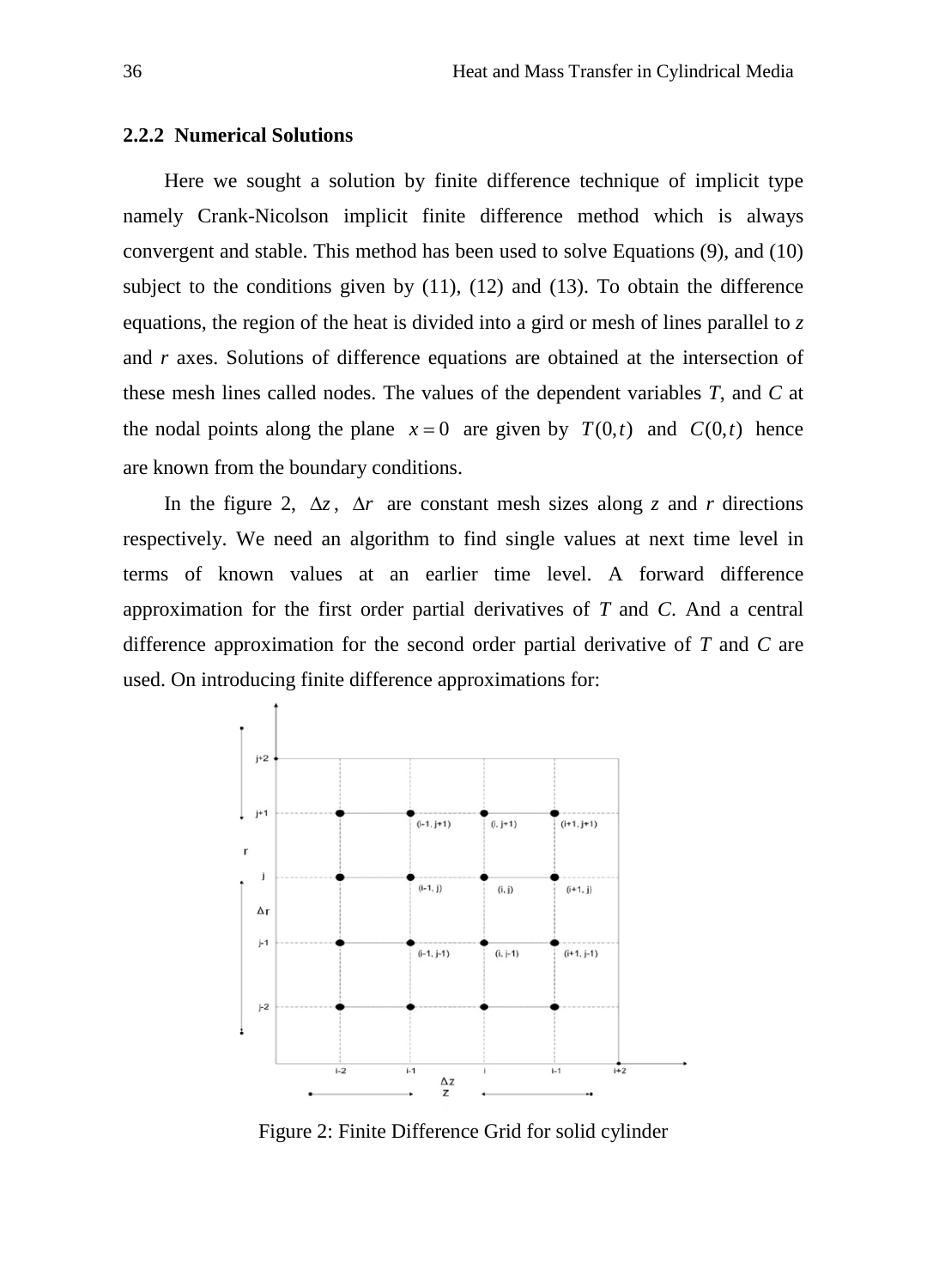### 2.2.2 Numerical Solutions

Here we sought a solution by finite difference technique of implicit type namely Crank-Nicolson implicit finite difference method which is always convergent and stable. This method has been used to solve Equations (9), and (10) subject to the conditions given by (11), (12) and (13). To obtain the difference equations, the region of the heat is divided into a gird or mesh of lines parallel to $z$ and $r$ axes. Solutions of difference equations are obtained at the intersection of these mesh lines called nodes. The values of the dependent variables $T$, and $C$ at the nodal points along the plane $x = 0$ are given by $T(0,t)$ and $C(0,t)$ hence are known from the boundary conditions.

In the figure 2, $\Delta z$, $\Delta r$ are constant mesh sizes along $z$ and $r$ directions respectively. We need an algorithm to find single values at next time level in terms of known values at an earlier time level. A forward difference approximation for the first order partial derivatives of $T$ and $C$. And a central difference approximation for the second order partial derivative of $T$ and $C$ are used. On introducing finite difference approximations for:

Figure 2: Finite Difference Grid for solid cylinder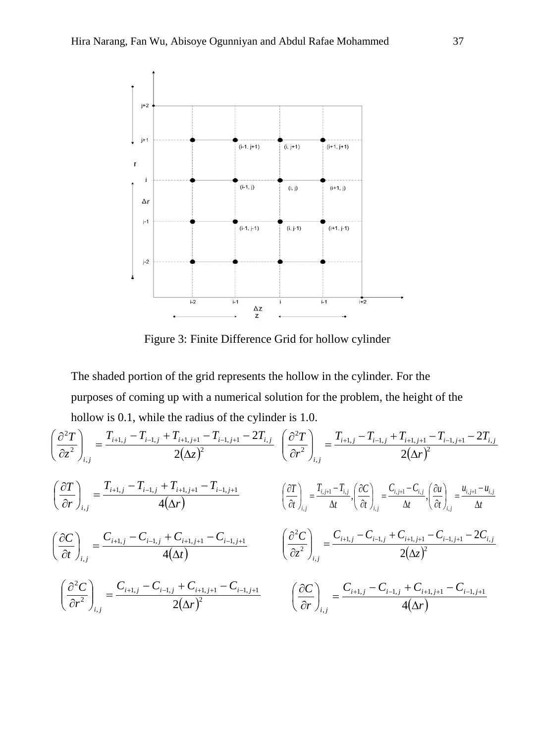Figure 3: Finite Difference Grid for hollow cylinder

The shaded portion of the grid represents the hollow in the cylinder. For the purposes of coming up with a numerical solution for the problem, the height of the hollow is 0.1, while the radius of the cylinder is 1.0.

$$\left(\frac{\partial^2 T}{\partial z^2}\right)_{i,j} = \frac{T_{i+1,j} - T_{i-1,j} + T_{i+1,j+1} - T_{i-1,j+1} - 2T_{i,j}}{2(\Delta z)^2} \quad \left(\frac{\partial^2 T}{\partial r^2}\right)_{i,j} = \frac{T_{i+1,j} - T_{i-1,j} + T_{i+1,j+1} - T_{i-1,j+1} - 2T_{i,j}}{2(\Delta r)^2}$$

$$\left(\frac{\partial T}{\partial r}\right)_{i,j} = \frac{T_{i+1,j} - T_{i-1,j} + T_{i+1,j+1} - T_{i-1,j+1}}{4(\Delta r)} \quad \left(\frac{\partial T}{\partial t}\right)_{i,j} = \frac{T_{i,j+1} - T_{i,j}}{\Delta t}, \left(\frac{\partial C}{\partial t}\right)_{i,j} = \frac{C_{i,j+1} - C_{i,j}}{\Delta t}, \left(\frac{\partial u}{\partial t}\right)_{i,j} = \frac{u_{i,j+1} - u_{i,j}}{\Delta t}$$

$$\left(\frac{\partial C}{\partial t}\right)_{i,j} = \frac{C_{i+1,j} - C_{i-1,j} + C_{i+1,j+1} - C_{i-1,j+1}}{4(\Delta t)} \quad \left(\frac{\partial^2 C}{\partial z^2}\right)_{i,j} = \frac{C_{i+1,j} - C_{i-1,j} + C_{i+1,j+1} - C_{i-1,j+1} - 2C_{i,j}}{2(\Delta z)^2}$$

$$\left(\frac{\partial^2 C}{\partial r^2}\right)_{i,j} = \frac{C_{i+1,j} - C_{i-1,j} + C_{i+1,j+1} - C_{i-1,j+1}}{2(\Delta r)^2} \quad \left(\frac{\partial C}{\partial r}\right)_{i,j} = \frac{C_{i+1,j} - C_{i-1,j} + C_{i+1,j+1} - C_{i-1,j+1}}{4(\Delta r)}$$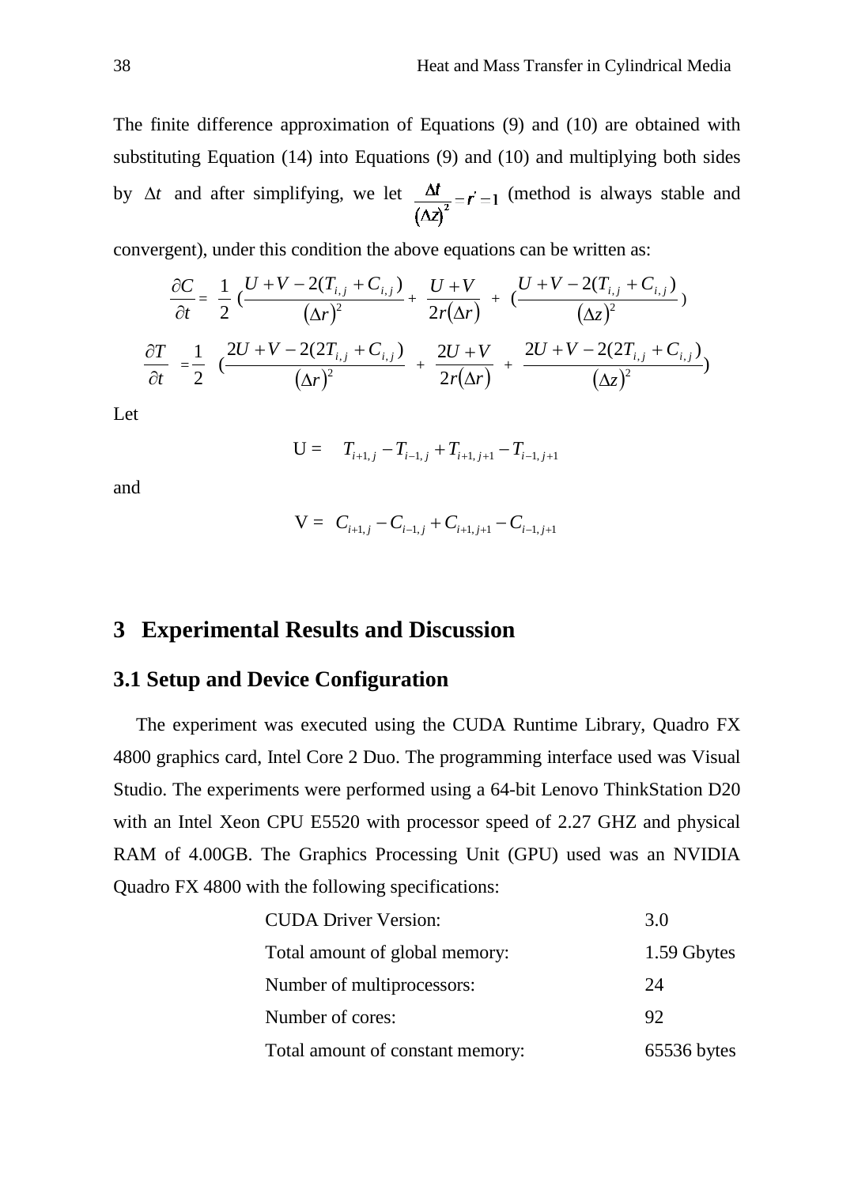The finite difference approximation of Equations (9) and (10) are obtained with substituting Equation (14) into Equations (9) and (10) and multiplying both sides by $\Delta t$ and after simplifying, we let $\frac{\Delta t}{(\Delta z)^2} = r' = 1$ (method is always stable and convergent), under this condition the above equations can be written as:

$$\frac{\partial C}{\partial t} = \frac{1}{2}\left(\frac{U + V - 2(T_{i,j} + C_{i,j})}{(\Delta r)^2} + \frac{U + V}{2r(\Delta r)} + \left(\frac{U + V - 2(T_{i,j} + C_{i,j})}{(\Delta z)^2}\right)\right.$$

$$\frac{\partial T}{\partial t} = \frac{1}{2}\left(\frac{2U + V - 2(2T_{i,j} + C_{i,j})}{(\Delta r)^2} + \frac{2U + V}{2r(\Delta r)} + \frac{2U + V - 2(2T_{i,j} + C_{i,j})}{(\Delta z)^2}\right)$$

Let

$$U = T_{i+1,j} - T_{i-1,j} + T_{i+1,j+1} - T_{i-1,j+1}$$

and

$$V = C_{i+1,j} - C_{i-1,j} + C_{i+1,j+1} - C_{i-1,j+1}$$

## 3 Experimental Results and Discussion

### 3.1 Setup and Device Configuration

The experiment was executed using the CUDA Runtime Library, Quadro FX 4800 graphics card, Intel Core 2 Duo. The programming interface used was Visual Studio. The experiments were performed using a 64-bit Lenovo ThinkStation D20 with an Intel Xeon CPU E5520 with processor speed of 2.27 GHZ and physical RAM of 4.00GB. The Graphics Processing Unit (GPU) used was an NVIDIA Quadro FX 4800 with the following specifications:

| | |
|---|---|
| CUDA Driver Version: | 3.0 |
| Total amount of global memory: | 1.59 Gbytes |
| Number of multiprocessors: | 24 |
| Number of cores: | 92 |
| Total amount of constant memory: | 65536 bytes |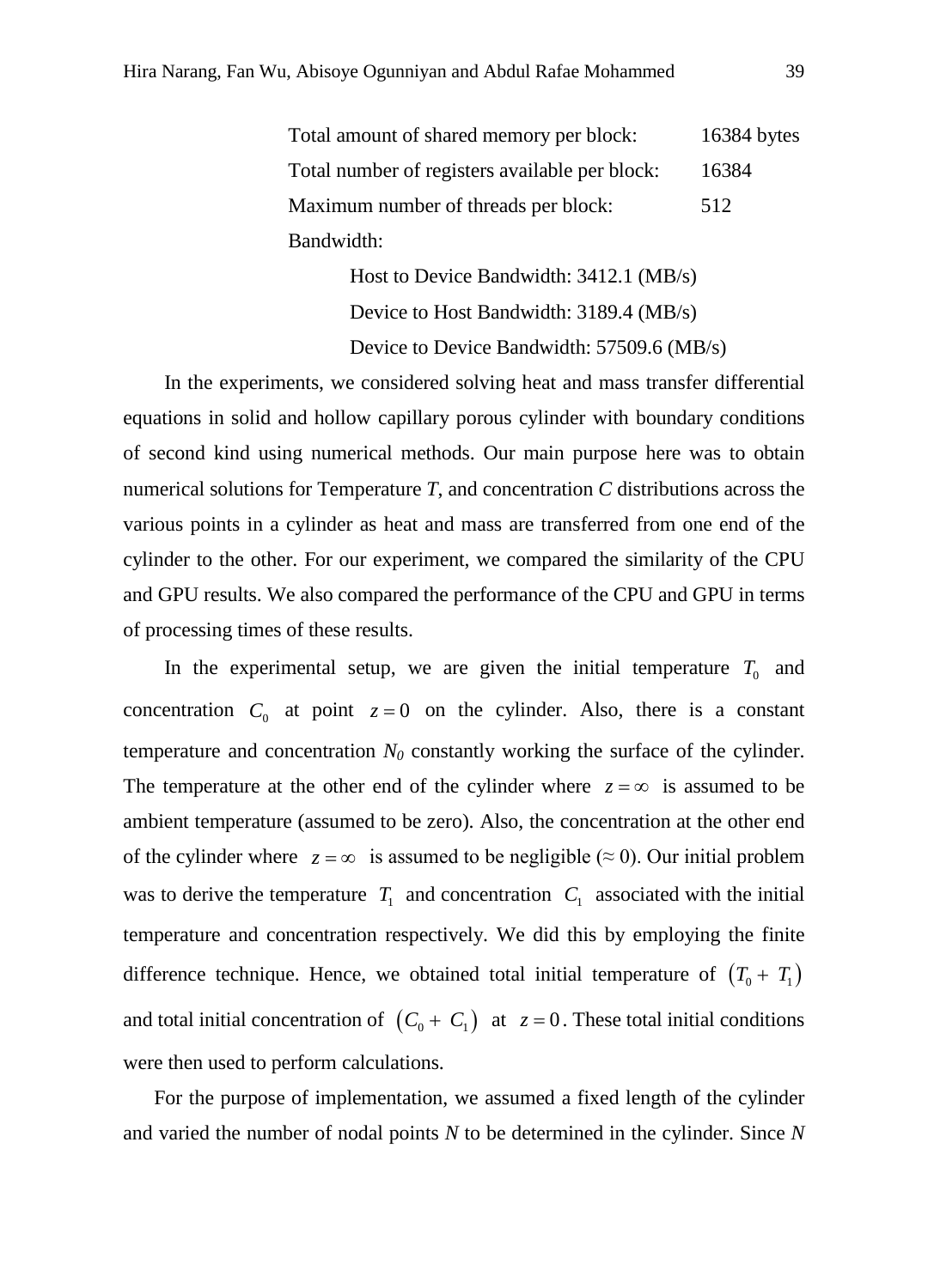Total amount of shared memory per block: 16384 bytes

Total number of registers available per block: 16384

Maximum number of threads per block: 512

Bandwidth:

Host to Device Bandwidth: 3412.1 (MB/s)

Device to Host Bandwidth: 3189.4 (MB/s)

Device to Device Bandwidth: 57509.6 (MB/s)

In the experiments, we considered solving heat and mass transfer differential equations in solid and hollow capillary porous cylinder with boundary conditions of second kind using numerical methods. Our main purpose here was to obtain numerical solutions for Temperature *T*, and concentration *C* distributions across the various points in a cylinder as heat and mass are transferred from one end of the cylinder to the other. For our experiment, we compared the similarity of the CPU and GPU results. We also compared the performance of the CPU and GPU in terms of processing times of these results.

In the experimental setup, we are given the initial temperature $T_0$ and concentration $C_0$ at point $z = 0$ on the cylinder. Also, there is a constant temperature and concentration $N_0$ constantly working the surface of the cylinder. The temperature at the other end of the cylinder where $z = \infty$ is assumed to be ambient temperature (assumed to be zero). Also, the concentration at the other end of the cylinder where $z = \infty$ is assumed to be negligible ($\approx 0$). Our initial problem was to derive the temperature $T_1$ and concentration $C_1$ associated with the initial temperature and concentration respectively. We did this by employing the finite difference technique. Hence, we obtained total initial temperature of $(T_0 + T_1)$ and total initial concentration of $(C_0 + C_1)$ at $z = 0$. These total initial conditions were then used to perform calculations.

For the purpose of implementation, we assumed a fixed length of the cylinder and varied the number of nodal points *N* to be determined in the cylinder. Since *N*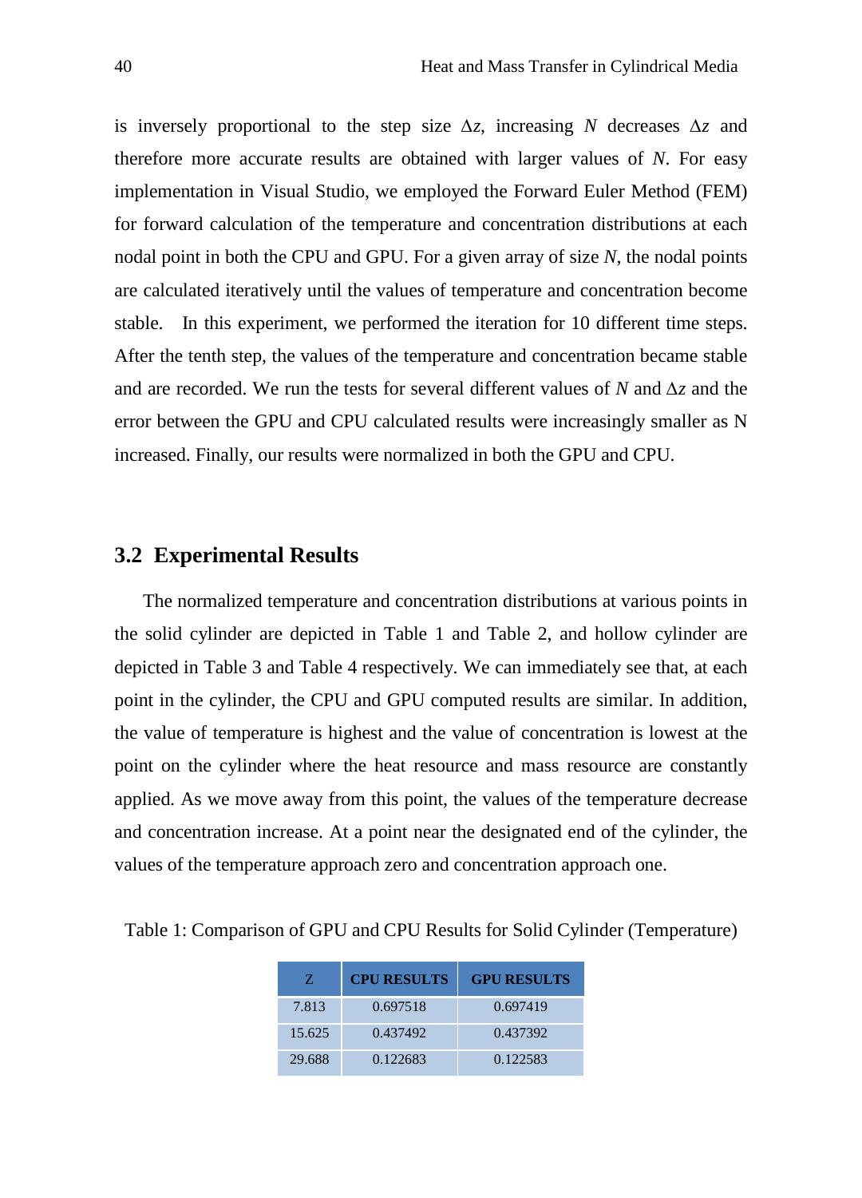is inversely proportional to the step size $\Delta z$, increasing $N$ decreases $\Delta z$ and therefore more accurate results are obtained with larger values of $N$. For easy implementation in Visual Studio, we employed the Forward Euler Method (FEM) for forward calculation of the temperature and concentration distributions at each nodal point in both the CPU and GPU. For a given array of size $N$, the nodal points are calculated iteratively until the values of temperature and concentration become stable. In this experiment, we performed the iteration for 10 different time steps. After the tenth step, the values of the temperature and concentration became stable and are recorded. We run the tests for several different values of $N$ and $\Delta z$ and the error between the GPU and CPU calculated results were increasingly smaller as N increased. Finally, our results were normalized in both the GPU and CPU.

## 3.2 Experimental Results

The normalized temperature and concentration distributions at various points in the solid cylinder are depicted in Table 1 and Table 2, and hollow cylinder are depicted in Table 3 and Table 4 respectively. We can immediately see that, at each point in the cylinder, the CPU and GPU computed results are similar. In addition, the value of temperature is highest and the value of concentration is lowest at the point on the cylinder where the heat resource and mass resource are constantly applied. As we move away from this point, the values of the temperature decrease and concentration increase. At a point near the designated end of the cylinder, the values of the temperature approach zero and concentration approach one.

Table 1: Comparison of GPU and CPU Results for Solid Cylinder (Temperature)

| Z | CPU RESULTS | GPU RESULTS |
|---|---|---|
| 7.813 | 0.697518 | 0.697419 |
| 15.625 | 0.437492 | 0.437392 |
| 29.688 | 0.122683 | 0.122583 |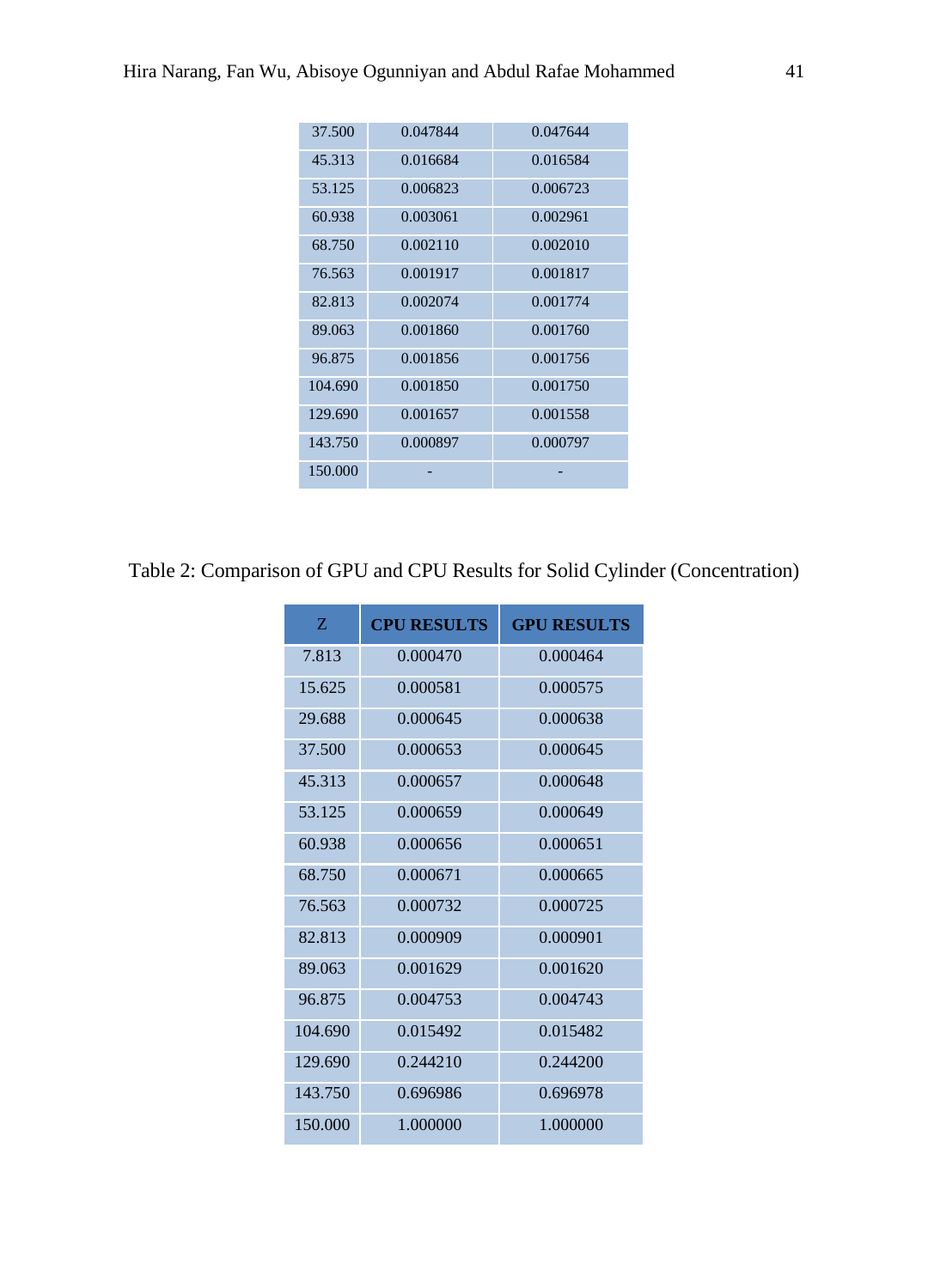| | | |
|---|---|---|
| 37.500 | 0.047844 | 0.047644 |
| 45.313 | 0.016684 | 0.016584 |
| 53.125 | 0.006823 | 0.006723 |
| 60.938 | 0.003061 | 0.002961 |
| 68.750 | 0.002110 | 0.002010 |
| 76.563 | 0.001917 | 0.001817 |
| 82.813 | 0.002074 | 0.001774 |
| 89.063 | 0.001860 | 0.001760 |
| 96.875 | 0.001856 | 0.001756 |
| 104.690 | 0.001850 | 0.001750 |
| 129.690 | 0.001657 | 0.001558 |
| 143.750 | 0.000897 | 0.000797 |
| 150.000 | - | - |

Table 2: Comparison of GPU and CPU Results for Solid Cylinder (Concentration)

| Z | CPU RESULTS | GPU RESULTS |
|---|---|---|
| 7.813 | 0.000470 | 0.000464 |
| 15.625 | 0.000581 | 0.000575 |
| 29.688 | 0.000645 | 0.000638 |
| 37.500 | 0.000653 | 0.000645 |
| 45.313 | 0.000657 | 0.000648 |
| 53.125 | 0.000659 | 0.000649 |
| 60.938 | 0.000656 | 0.000651 |
| 68.750 | 0.000671 | 0.000665 |
| 76.563 | 0.000732 | 0.000725 |
| 82.813 | 0.000909 | 0.000901 |
| 89.063 | 0.001629 | 0.001620 |
| 96.875 | 0.004753 | 0.004743 |
| 104.690 | 0.015492 | 0.015482 |
| 129.690 | 0.244210 | 0.244200 |
| 143.750 | 0.696986 | 0.696978 |
| 150.000 | 1.000000 | 1.000000 |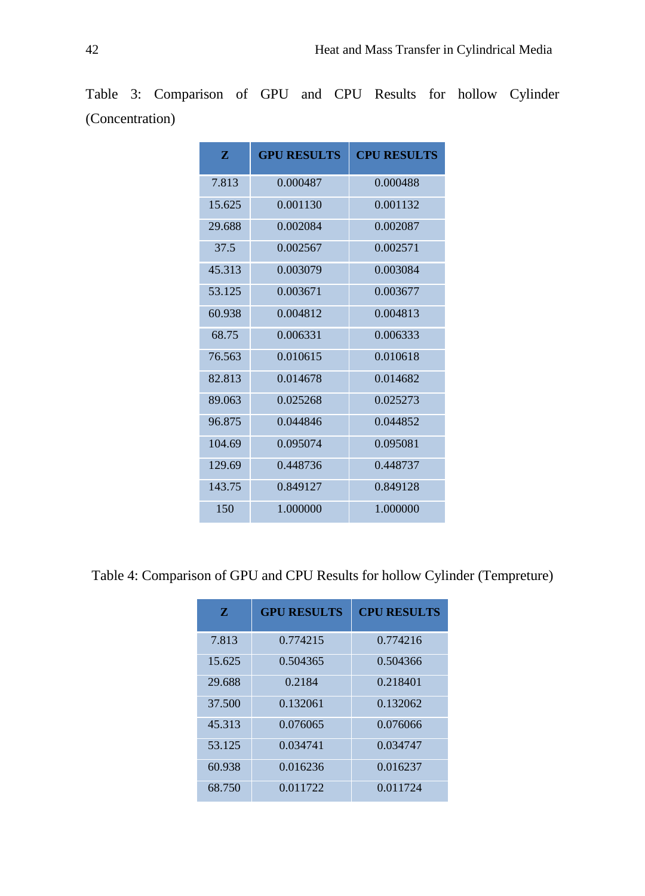Table 3: Comparison of GPU and CPU Results for hollow Cylinder (Concentration)

| Z | GPU RESULTS | CPU RESULTS |
|---|---|---|
| 7.813 | 0.000487 | 0.000488 |
| 15.625 | 0.001130 | 0.001132 |
| 29.688 | 0.002084 | 0.002087 |
| 37.5 | 0.002567 | 0.002571 |
| 45.313 | 0.003079 | 0.003084 |
| 53.125 | 0.003671 | 0.003677 |
| 60.938 | 0.004812 | 0.004813 |
| 68.75 | 0.006331 | 0.006333 |
| 76.563 | 0.010615 | 0.010618 |
| 82.813 | 0.014678 | 0.014682 |
| 89.063 | 0.025268 | 0.025273 |
| 96.875 | 0.044846 | 0.044852 |
| 104.69 | 0.095074 | 0.095081 |
| 129.69 | 0.448736 | 0.448737 |
| 143.75 | 0.849127 | 0.849128 |
| 150 | 1.000000 | 1.000000 |

Table 4: Comparison of GPU and CPU Results for hollow Cylinder (Tempreture)

| Z | GPU RESULTS | CPU RESULTS |
|---|---|---|
| 7.813 | 0.774215 | 0.774216 |
| 15.625 | 0.504365 | 0.504366 |
| 29.688 | 0.2184 | 0.218401 |
| 37.500 | 0.132061 | 0.132062 |
| 45.313 | 0.076065 | 0.076066 |
| 53.125 | 0.034741 | 0.034747 |
| 60.938 | 0.016236 | 0.016237 |
| 68.750 | 0.011722 | 0.011724 |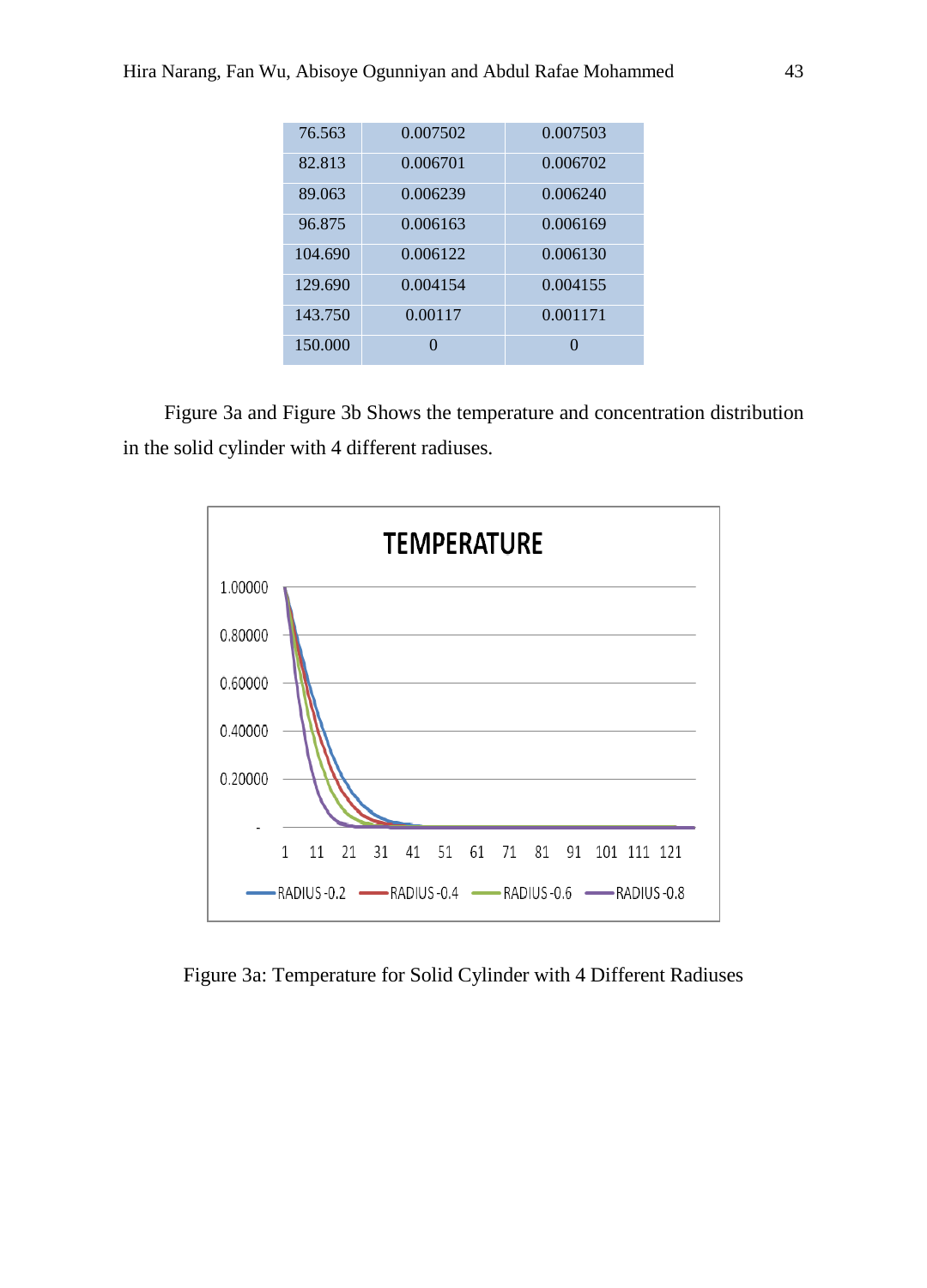| 76.563 | 0.007502 | 0.007503 |
|---|---|---|
| 82.813 | 0.006701 | 0.006702 |
| 89.063 | 0.006239 | 0.006240 |
| 96.875 | 0.006163 | 0.006169 |
| 104.690 | 0.006122 | 0.006130 |
| 129.690 | 0.004154 | 0.004155 |
| 143.750 | 0.00117 | 0.001171 |
| 150.000 | 0 | 0 |

Figure 3a and Figure 3b Shows the temperature and concentration distribution in the solid cylinder with 4 different radiuses.

Figure 3a: Temperature for Solid Cylinder with 4 Different Radiuses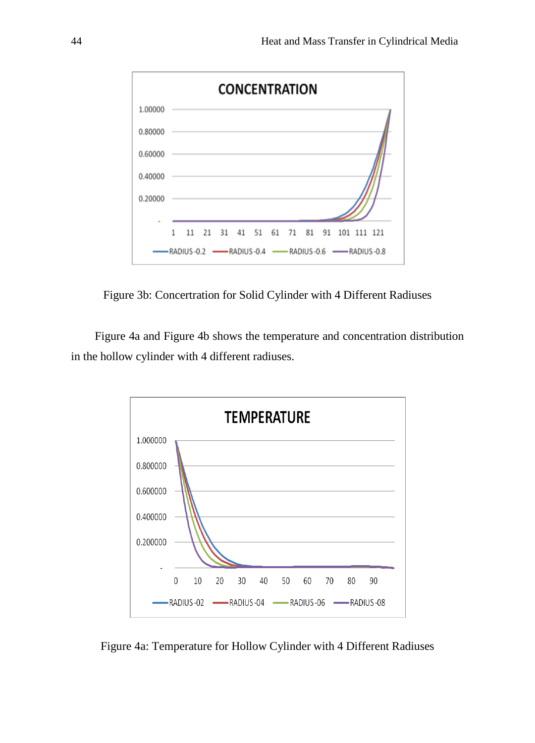Figure 3b: Concertration for Solid Cylinder with 4 Different Radiuses

Figure 4a and Figure 4b shows the temperature and concentration distribution in the hollow cylinder with 4 different radiuses.

Figure 4a: Temperature for Hollow Cylinder with 4 Different Radiuses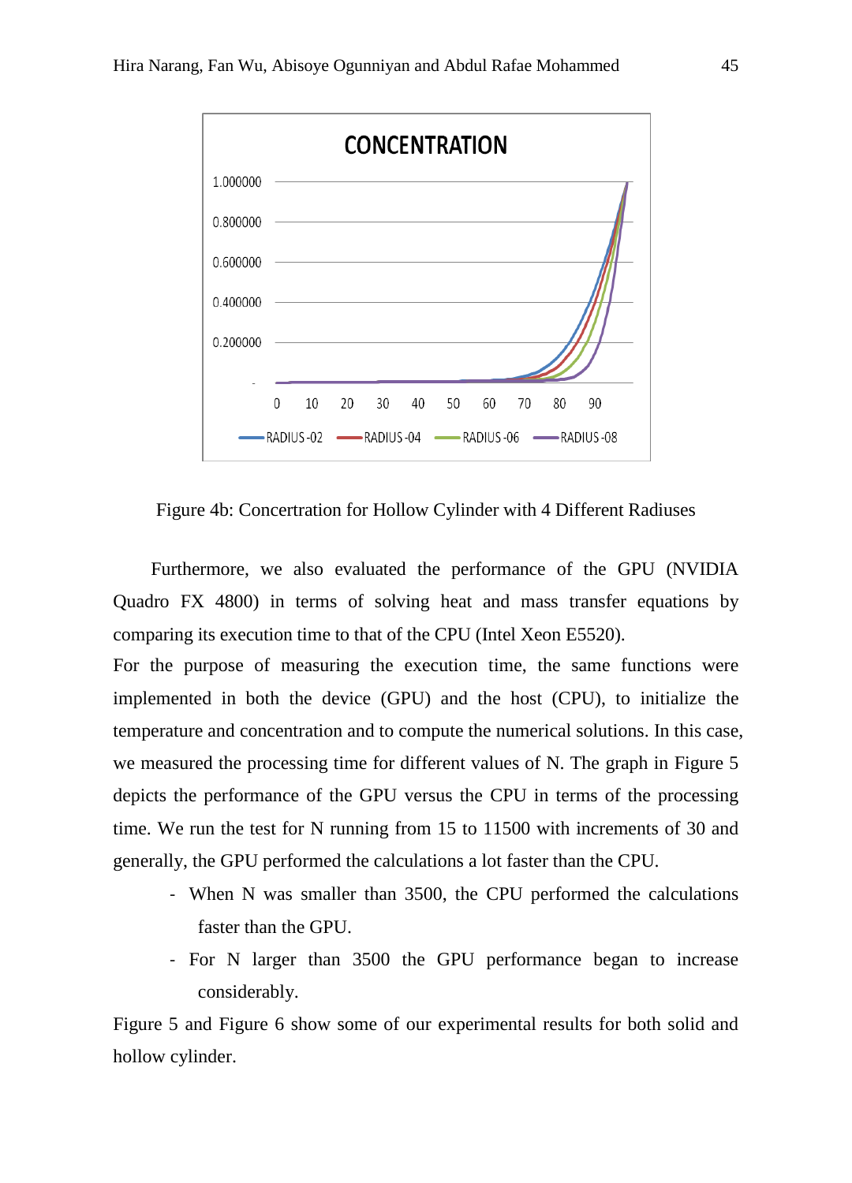Figure 4b: Concertration for Hollow Cylinder with 4 Different Radiuses

Furthermore, we also evaluated the performance of the GPU (NVIDIA Quadro FX 4800) in terms of solving heat and mass transfer equations by comparing its execution time to that of the CPU (Intel Xeon E5520).

For the purpose of measuring the execution time, the same functions were implemented in both the device (GPU) and the host (CPU), to initialize the temperature and concentration and to compute the numerical solutions. In this case, we measured the processing time for different values of N. The graph in Figure 5 depicts the performance of the GPU versus the CPU in terms of the processing time. We run the test for N running from 15 to 11500 with increments of 30 and generally, the GPU performed the calculations a lot faster than the CPU.

- When N was smaller than 3500, the CPU performed the calculations faster than the GPU.
- For N larger than 3500 the GPU performance began to increase considerably.

Figure 5 and Figure 6 show some of our experimental results for both solid and hollow cylinder.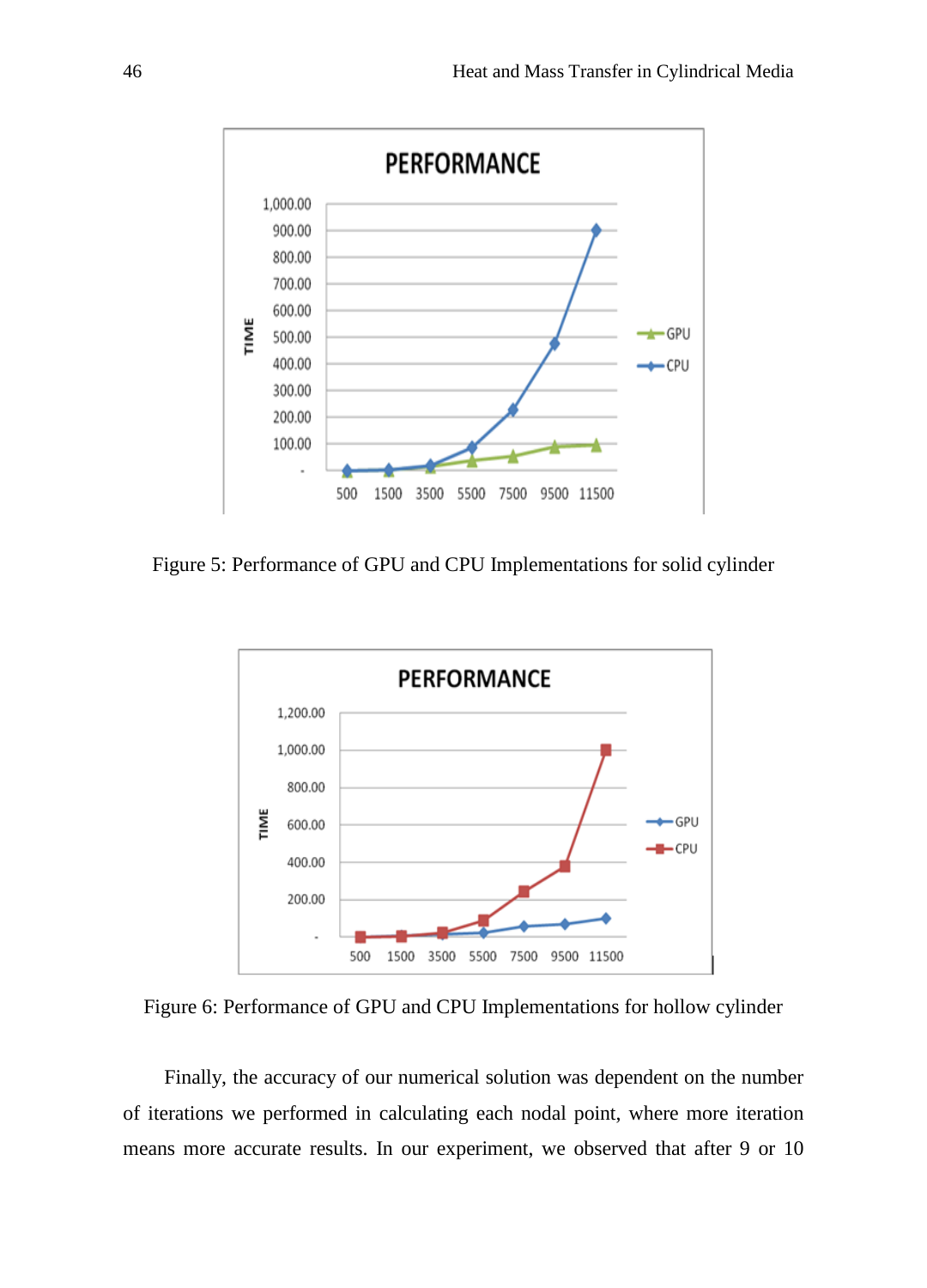Figure 5: Performance of GPU and CPU Implementations for solid cylinder

Figure 6: Performance of GPU and CPU Implementations for hollow cylinder

Finally, the accuracy of our numerical solution was dependent on the number of iterations we performed in calculating each nodal point, where more iteration means more accurate results. In our experiment, we observed that after 9 or 10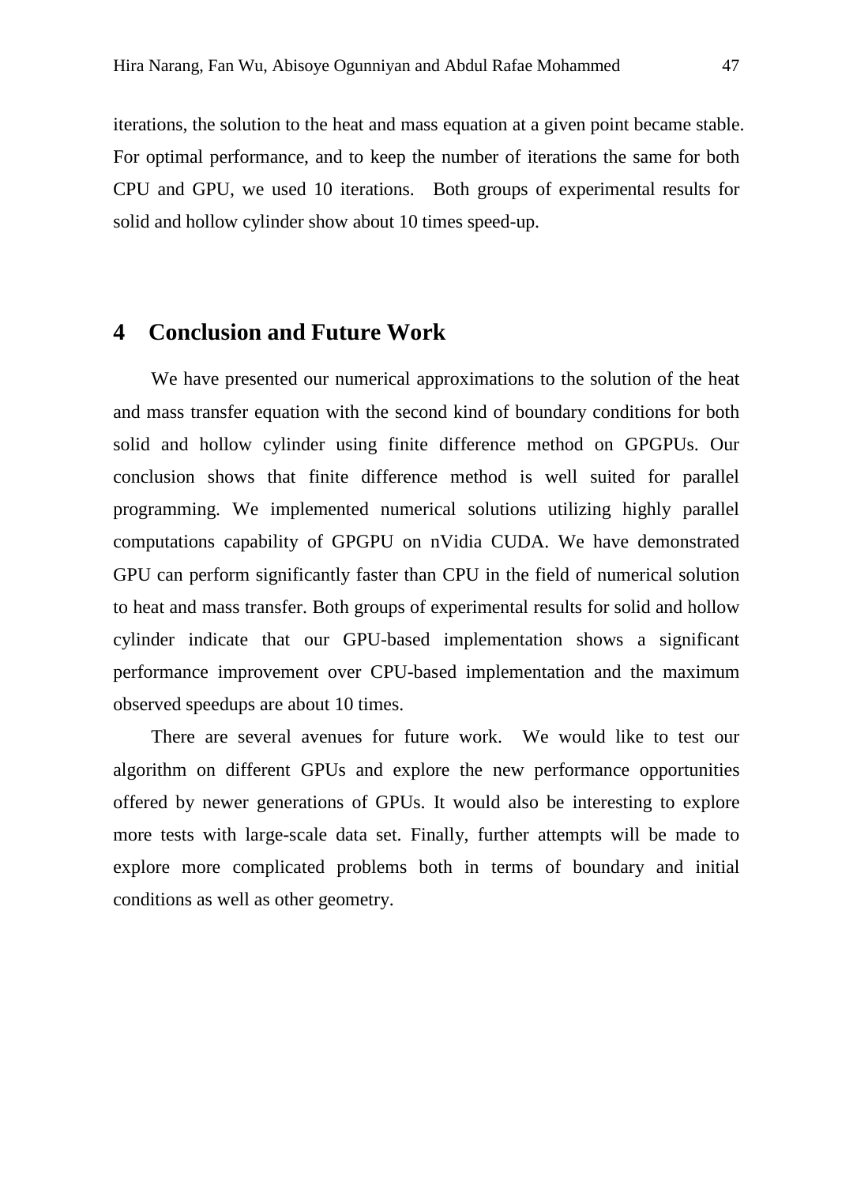iterations, the solution to the heat and mass equation at a given point became stable. For optimal performance, and to keep the number of iterations the same for both CPU and GPU, we used 10 iterations. Both groups of experimental results for solid and hollow cylinder show about 10 times speed-up.

## 4 Conclusion and Future Work

We have presented our numerical approximations to the solution of the heat and mass transfer equation with the second kind of boundary conditions for both solid and hollow cylinder using finite difference method on GPGPUs. Our conclusion shows that finite difference method is well suited for parallel programming. We implemented numerical solutions utilizing highly parallel computations capability of GPGPU on nVidia CUDA. We have demonstrated GPU can perform significantly faster than CPU in the field of numerical solution to heat and mass transfer. Both groups of experimental results for solid and hollow cylinder indicate that our GPU-based implementation shows a significant performance improvement over CPU-based implementation and the maximum observed speedups are about 10 times.

There are several avenues for future work. We would like to test our algorithm on different GPUs and explore the new performance opportunities offered by newer generations of GPUs. It would also be interesting to explore more tests with large-scale data set. Finally, further attempts will be made to explore more complicated problems both in terms of boundary and initial conditions as well as other geometry.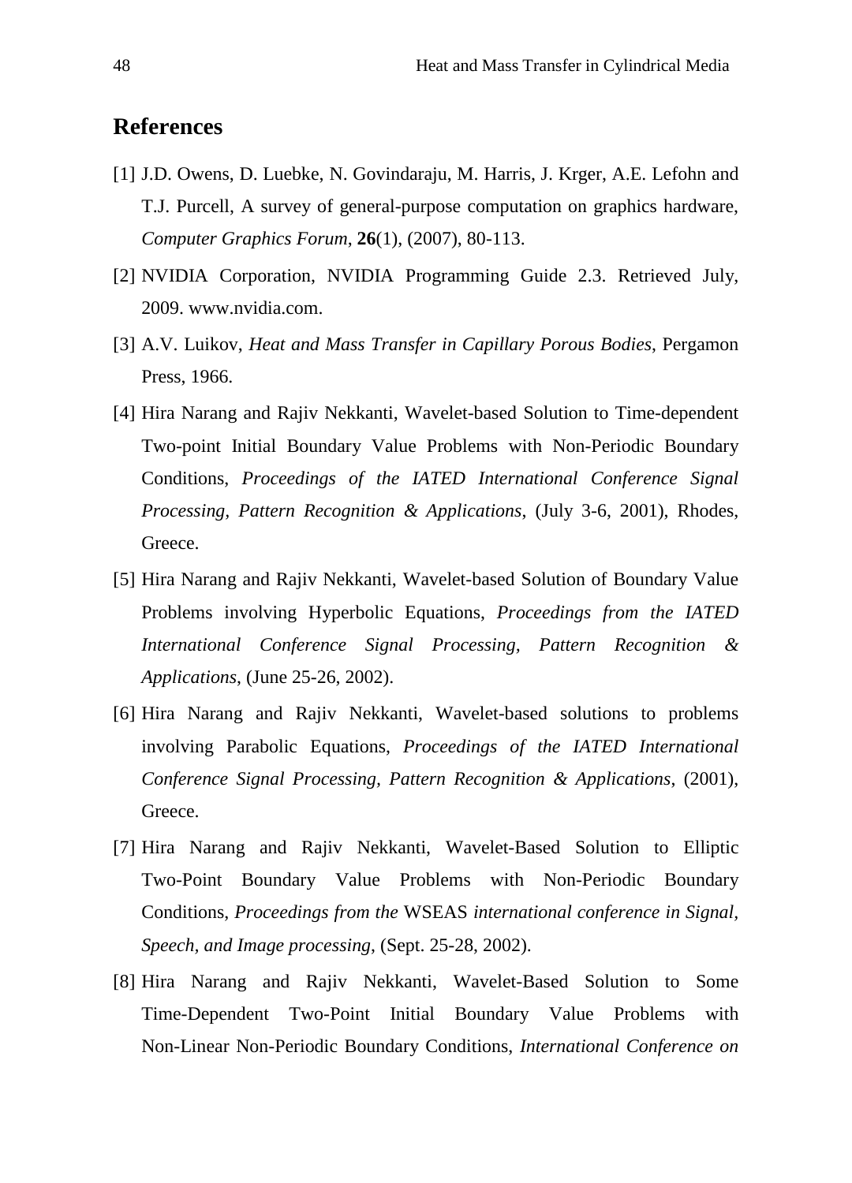## References

[1] J.D. Owens, D. Luebke, N. Govindaraju, M. Harris, J. Krger, A.E. Lefohn and T.J. Purcell, A survey of general-purpose computation on graphics hardware, *Computer Graphics Forum*, **26**(1), (2007), 80-113.

[2] NVIDIA Corporation, NVIDIA Programming Guide 2.3. Retrieved July, 2009. www.nvidia.com.

[3] A.V. Luikov, *Heat and Mass Transfer in Capillary Porous Bodies*, Pergamon Press, 1966.

[4] Hira Narang and Rajiv Nekkanti, Wavelet-based Solution to Time-dependent Two-point Initial Boundary Value Problems with Non-Periodic Boundary Conditions, *Proceedings of the IATED International Conference Signal Processing, Pattern Recognition & Applications*, (July 3-6, 2001), Rhodes, Greece.

[5] Hira Narang and Rajiv Nekkanti, Wavelet-based Solution of Boundary Value Problems involving Hyperbolic Equations, *Proceedings from the IATED International Conference Signal Processing, Pattern Recognition & Applications*, (June 25-26, 2002).

[6] Hira Narang and Rajiv Nekkanti, Wavelet-based solutions to problems involving Parabolic Equations, *Proceedings of the IATED International Conference Signal Processing, Pattern Recognition & Applications*, (2001), Greece.

[7] Hira Narang and Rajiv Nekkanti, Wavelet-Based Solution to Elliptic Two-Point Boundary Value Problems with Non-Periodic Boundary Conditions, *Proceedings from the* WSEAS *international conference in Signal, Speech, and Image processing*, (Sept. 25-28, 2002).

[8] Hira Narang and Rajiv Nekkanti, Wavelet-Based Solution to Some Time-Dependent Two-Point Initial Boundary Value Problems with Non-Linear Non-Periodic Boundary Conditions, *International Conference on*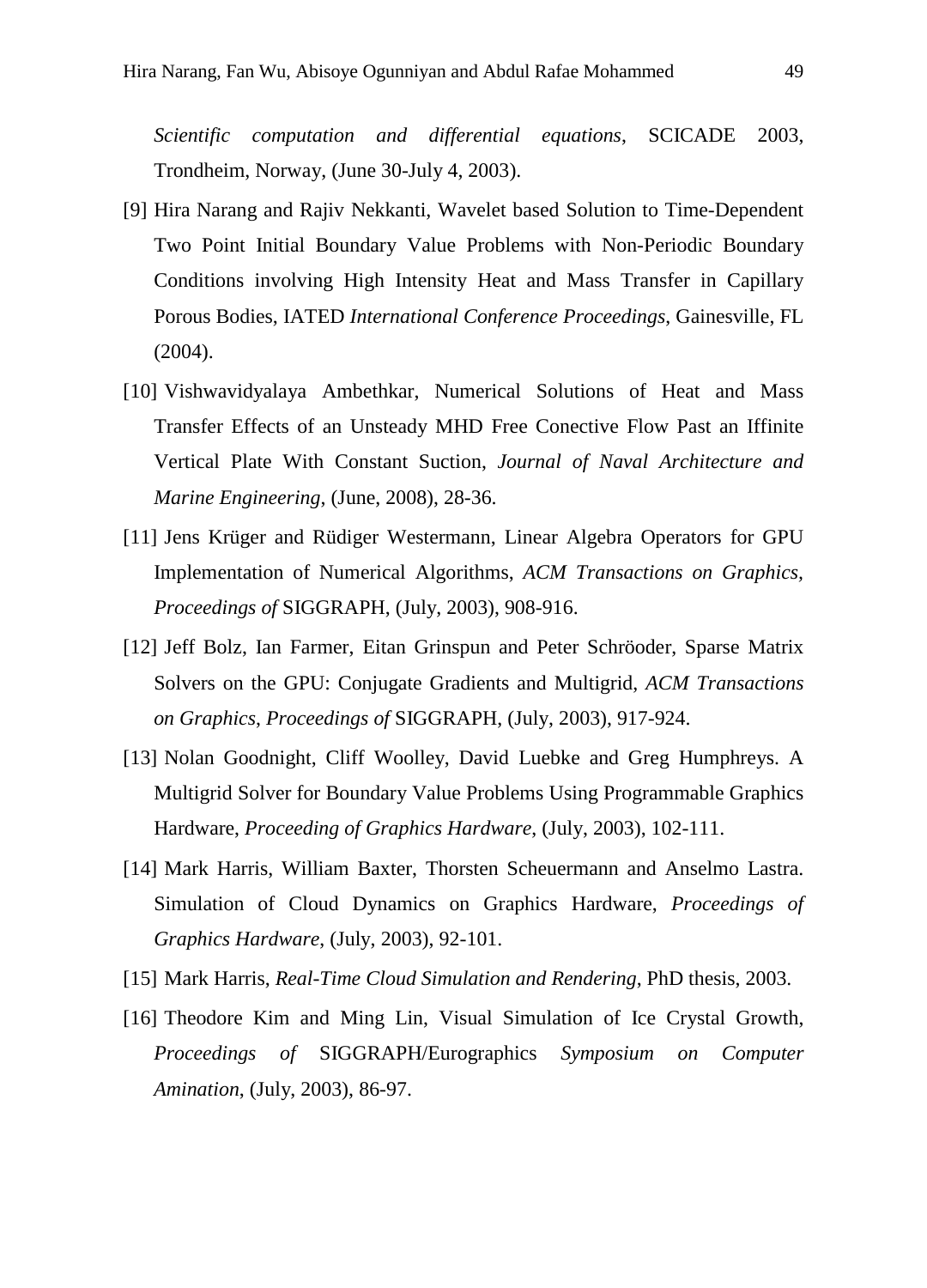*Scientific computation and differential equations*, SCICADE 2003, Trondheim, Norway, (June 30-July 4, 2003).

[9] Hira Narang and Rajiv Nekkanti, Wavelet based Solution to Time-Dependent Two Point Initial Boundary Value Problems with Non-Periodic Boundary Conditions involving High Intensity Heat and Mass Transfer in Capillary Porous Bodies, IATED *International Conference Proceedings*, Gainesville, FL (2004).

[10] Vishwavidyalaya Ambethkar, Numerical Solutions of Heat and Mass Transfer Effects of an Unsteady MHD Free Conective Flow Past an Iffinite Vertical Plate With Constant Suction, *Journal of Naval Architecture and Marine Engineering*, (June, 2008), 28-36.

[11] Jens Krüger and Rüdiger Westermann, Linear Algebra Operators for GPU Implementation of Numerical Algorithms, *ACM Transactions on Graphics, Proceedings of* SIGGRAPH, (July, 2003), 908-916.

[12] Jeff Bolz, Ian Farmer, Eitan Grinspun and Peter Schröoder, Sparse Matrix Solvers on the GPU: Conjugate Gradients and Multigrid, *ACM Transactions on Graphics*, *Proceedings of* SIGGRAPH, (July, 2003), 917-924.

[13] Nolan Goodnight, Cliff Woolley, David Luebke and Greg Humphreys. A Multigrid Solver for Boundary Value Problems Using Programmable Graphics Hardware, *Proceeding of Graphics Hardware*, (July, 2003), 102-111.

[14] Mark Harris, William Baxter, Thorsten Scheuermann and Anselmo Lastra. Simulation of Cloud Dynamics on Graphics Hardware, *Proceedings of Graphics Hardware*, (July, 2003), 92-101.

[15] Mark Harris, *Real-Time Cloud Simulation and Rendering*, PhD thesis, 2003.

[16] Theodore Kim and Ming Lin, Visual Simulation of Ice Crystal Growth, *Proceedings of* SIGGRAPH/Eurographics *Symposium on Computer Amination*, (July, 2003), 86-97.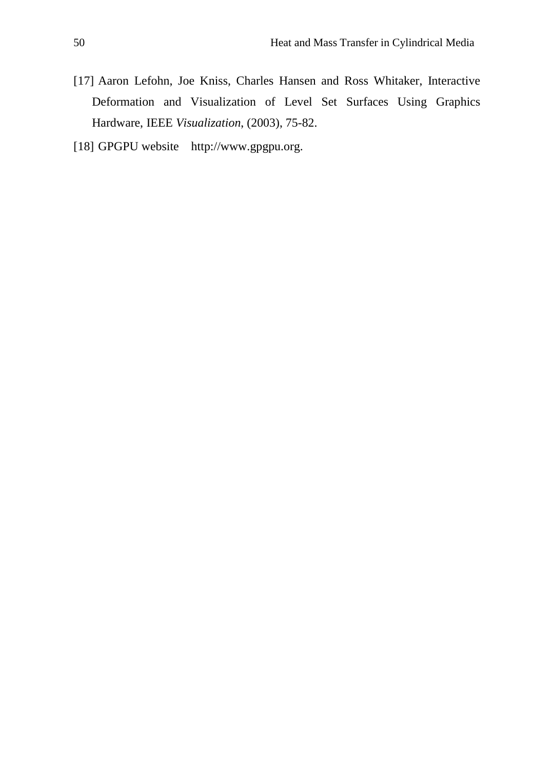[17] Aaron Lefohn, Joe Kniss, Charles Hansen and Ross Whitaker, Interactive Deformation and Visualization of Level Set Surfaces Using Graphics Hardware, IEEE *Visualization*, (2003), 75-82.

[18] GPGPU website http://www.gpgpu.org.